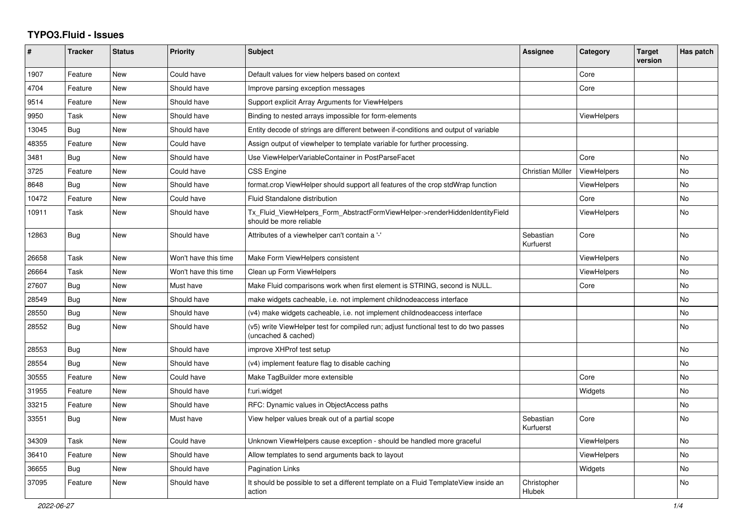# TYPO3.Fluid - Issues

| # | Tracker | Status | Priority | Subject | Assignee | Category | Target version | Has patch |
|---|---|---|---|---|---|---|---|---|
| 1907 | Feature | New | Could have | Default values for view helpers based on context | | Core | | |
| 4704 | Feature | New | Should have | Improve parsing exception messages | | Core | | |
| 9514 | Feature | New | Should have | Support explicit Array Arguments for ViewHelpers | | | | |
| 9950 | Task | New | Should have | Binding to nested arrays impossible for form-elements | | ViewHelpers | | |
| 13045 | Bug | New | Should have | Entity decode of strings are different between if-conditions and output of variable | | | | |
| 48355 | Feature | New | Could have | Assign output of viewhelper to template variable for further processing. | | | | |
| 3481 | Bug | New | Should have | Use ViewHelperVariableContainer in PostParseFacet | | Core | | No |
| 3725 | Feature | New | Could have | CSS Engine | Christian Müller | ViewHelpers | | No |
| 8648 | Bug | New | Should have | format.crop ViewHelper should support all features of the crop stdWrap function | | ViewHelpers | | No |
| 10472 | Feature | New | Could have | Fluid Standalone distribution | | Core | | No |
| 10911 | Task | New | Should have | Tx_Fluid_ViewHelpers_Form_AbstractFormViewHelper->renderHiddenIdentityField should be more reliable | | ViewHelpers | | No |
| 12863 | Bug | New | Should have | Attributes of a viewhelper can't contain a '-' | Sebastian Kurfuerst | Core | | No |
| 26658 | Task | New | Won't have this time | Make Form ViewHelpers consistent | | ViewHelpers | | No |
| 26664 | Task | New | Won't have this time | Clean up Form ViewHelpers | | ViewHelpers | | No |
| 27607 | Bug | New | Must have | Make Fluid comparisons work when first element is STRING, second is NULL. | | Core | | No |
| 28549 | Bug | New | Should have | make widgets cacheable, i.e. not implement childnodeaccess interface | | | | No |
| 28550 | Bug | New | Should have | (v4) make widgets cacheable, i.e. not implement childnodeaccess interface | | | | No |
| 28552 | Bug | New | Should have | (v5) write ViewHelper test for compiled run; adjust functional test to do two passes (uncached & cached) | | | | No |
| 28553 | Bug | New | Should have | improve XHProf test setup | | | | No |
| 28554 | Bug | New | Should have | (v4) implement feature flag to disable caching | | | | No |
| 30555 | Feature | New | Could have | Make TagBuilder more extensible | | Core | | No |
| 31955 | Feature | New | Should have | f:uri.widget | | Widgets | | No |
| 33215 | Feature | New | Should have | RFC: Dynamic values in ObjectAccess paths | | | | No |
| 33551 | Bug | New | Must have | View helper values break out of a partial scope | Sebastian Kurfuerst | Core | | No |
| 34309 | Task | New | Could have | Unknown ViewHelpers cause exception - should be handled more graceful | | ViewHelpers | | No |
| 36410 | Feature | New | Should have | Allow templates to send arguments back to layout | | ViewHelpers | | No |
| 36655 | Bug | New | Should have | Pagination Links | | Widgets | | No |
| 37095 | Feature | New | Should have | It should be possible to set a different template on a Fluid TemplateView inside an action | Christopher Hlubek | | | No |

2022-06-27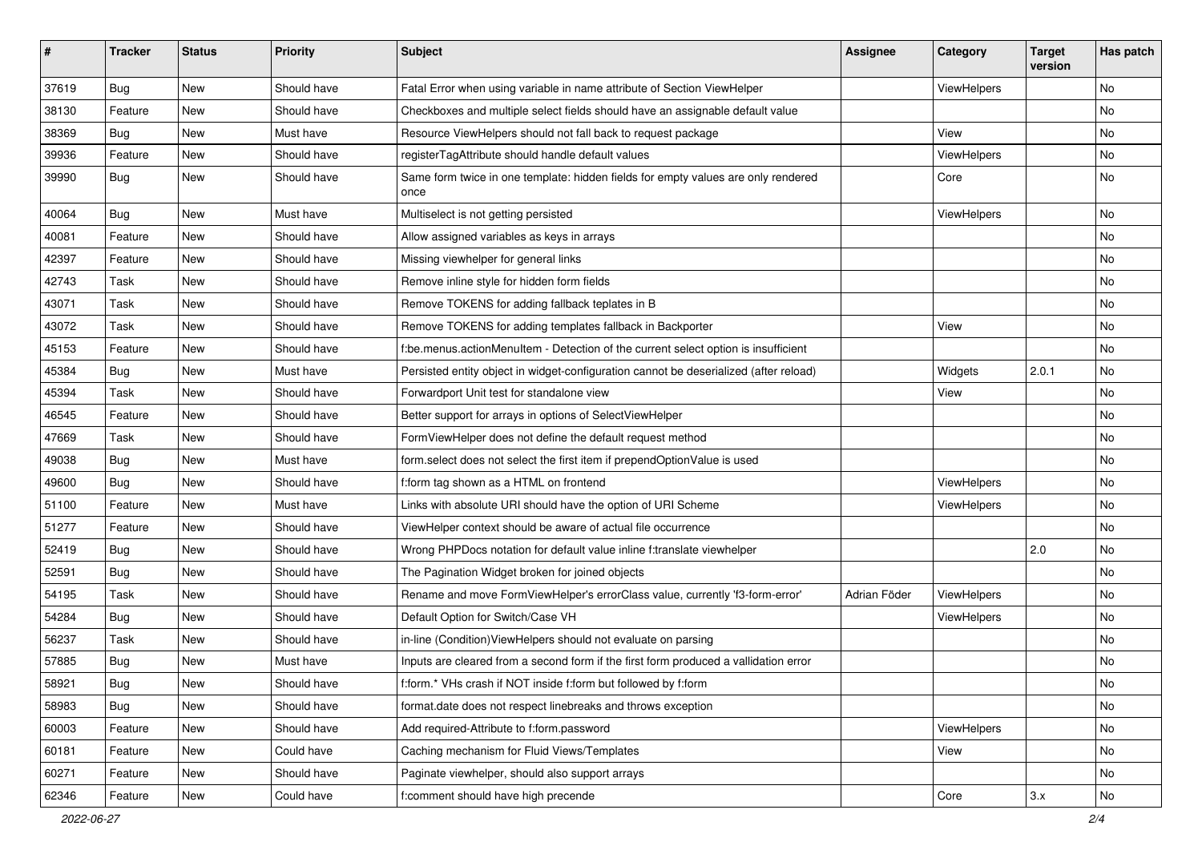| # | Tracker | Status | Priority | Subject | Assignee | Category | Target version | Has patch |
|---|---|---|---|---|---|---|---|---|
| 37619 | Bug | New | Should have | Fatal Error when using variable in name attribute of Section ViewHelper | | ViewHelpers | | No |
| 38130 | Feature | New | Should have | Checkboxes and multiple select fields should have an assignable default value | | | | No |
| 38369 | Bug | New | Must have | Resource ViewHelpers should not fall back to request package | | View | | No |
| 39936 | Feature | New | Should have | registerTagAttribute should handle default values | | ViewHelpers | | No |
| 39990 | Bug | New | Should have | Same form twice in one template: hidden fields for empty values are only rendered once | | Core | | No |
| 40064 | Bug | New | Must have | Multiselect is not getting persisted | | ViewHelpers | | No |
| 40081 | Feature | New | Should have | Allow assigned variables as keys in arrays | | | | No |
| 42397 | Feature | New | Should have | Missing viewhelper for general links | | | | No |
| 42743 | Task | New | Should have | Remove inline style for hidden form fields | | | | No |
| 43071 | Task | New | Should have | Remove TOKENS for adding fallback teplates in B | | | | No |
| 43072 | Task | New | Should have | Remove TOKENS for adding templates fallback in Backporter | | View | | No |
| 45153 | Feature | New | Should have | f:be.menus.actionMenuItem - Detection of the current select option is insufficient | | | | No |
| 45384 | Bug | New | Must have | Persisted entity object in widget-configuration cannot be deserialized (after reload) | | Widgets | 2.0.1 | No |
| 45394 | Task | New | Should have | Forwardport Unit test for standalone view | | View | | No |
| 46545 | Feature | New | Should have | Better support for arrays in options of SelectViewHelper | | | | No |
| 47669 | Task | New | Should have | FormViewHelper does not define the default request method | | | | No |
| 49038 | Bug | New | Must have | form.select does not select the first item if prependOptionValue is used | | | | No |
| 49600 | Bug | New | Should have | f:form tag shown as a HTML on frontend | | ViewHelpers | | No |
| 51100 | Feature | New | Must have | Links with absolute URI should have the option of URI Scheme | | ViewHelpers | | No |
| 51277 | Feature | New | Should have | ViewHelper context should be aware of actual file occurrence | | | | No |
| 52419 | Bug | New | Should have | Wrong PHPDocs notation for default value inline f:translate viewhelper | | | 2.0 | No |
| 52591 | Bug | New | Should have | The Pagination Widget broken for joined objects | | | | No |
| 54195 | Task | New | Should have | Rename and move FormViewHelper's errorClass value, currently 'f3-form-error' | Adrian Föder | ViewHelpers | | No |
| 54284 | Bug | New | Should have | Default Option for Switch/Case VH | | ViewHelpers | | No |
| 56237 | Task | New | Should have | in-line (Condition)ViewHelpers should not evaluate on parsing | | | | No |
| 57885 | Bug | New | Must have | Inputs are cleared from a second form if the first form produced a vallidation error | | | | No |
| 58921 | Bug | New | Should have | f:form.* VHs crash if NOT inside f:form but followed by f:form | | | | No |
| 58983 | Bug | New | Should have | format.date does not respect linebreaks and throws exception | | | | No |
| 60003 | Feature | New | Should have | Add required-Attribute to f:form.password | | ViewHelpers | | No |
| 60181 | Feature | New | Could have | Caching mechanism for Fluid Views/Templates | | View | | No |
| 60271 | Feature | New | Should have | Paginate viewhelper, should also support arrays | | | | No |
| 62346 | Feature | New | Could have | f:comment should have high precende | | Core | 3.x | No |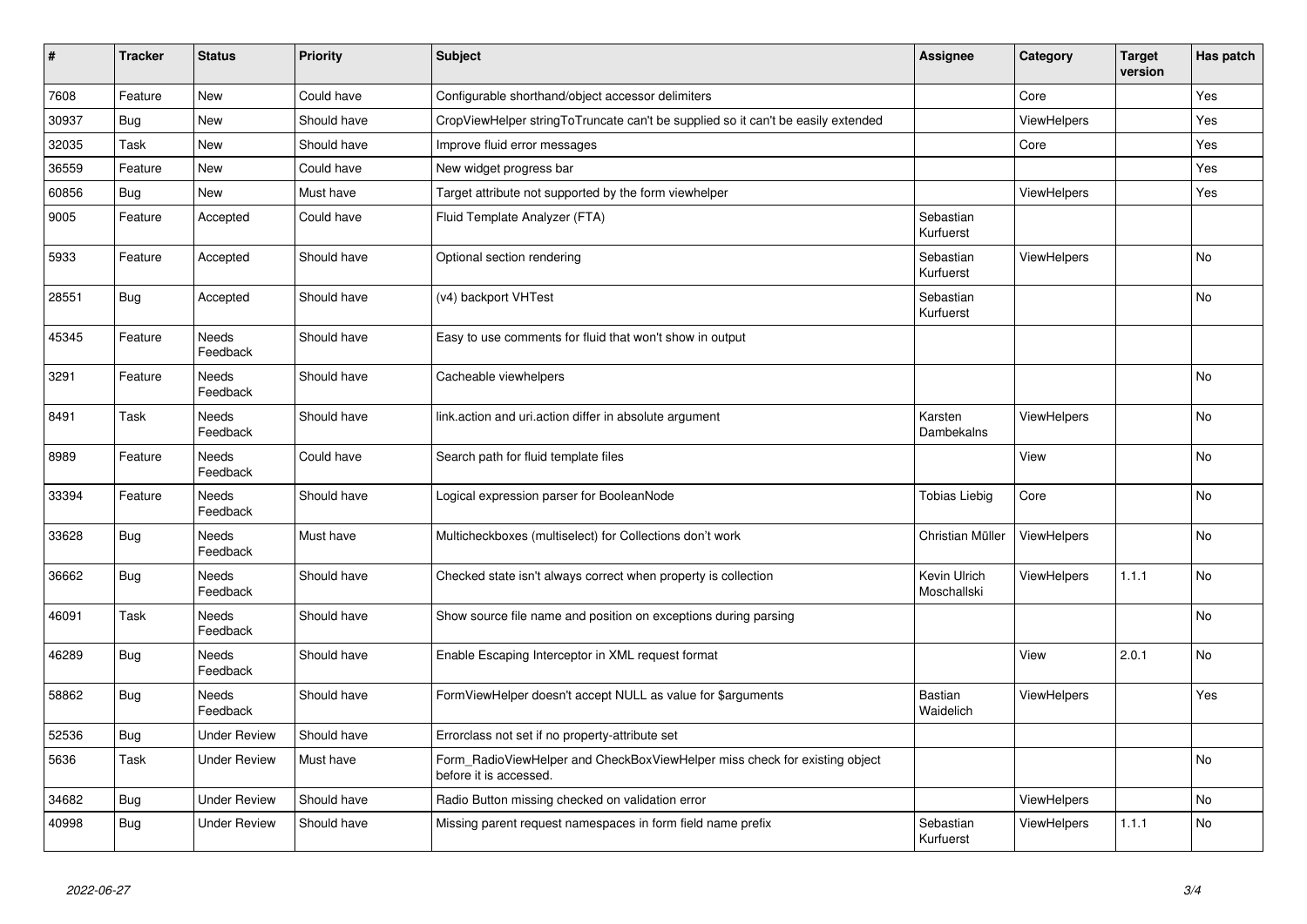| # | Tracker | Status | Priority | Subject | Assignee | Category | Target version | Has patch |
|---|---|---|---|---|---|---|---|---|
| 7608 | Feature | New | Could have | Configurable shorthand/object accessor delimiters | | Core | | Yes |
| 30937 | Bug | New | Should have | CropViewHelper stringToTruncate can't be supplied so it can't be easily extended | | ViewHelpers | | Yes |
| 32035 | Task | New | Should have | Improve fluid error messages | | Core | | Yes |
| 36559 | Feature | New | Could have | New widget progress bar | | | | Yes |
| 60856 | Bug | New | Must have | Target attribute not supported by the form viewhelper | | ViewHelpers | | Yes |
| 9005 | Feature | Accepted | Could have | Fluid Template Analyzer (FTA) | Sebastian Kurfuerst | | | |
| 5933 | Feature | Accepted | Should have | Optional section rendering | Sebastian Kurfuerst | ViewHelpers | | No |
| 28551 | Bug | Accepted | Should have | (v4) backport VHTest | Sebastian Kurfuerst | | | No |
| 45345 | Feature | Needs Feedback | Should have | Easy to use comments for fluid that won't show in output | | | | |
| 3291 | Feature | Needs Feedback | Should have | Cacheable viewhelpers | | | | No |
| 8491 | Task | Needs Feedback | Should have | link.action and uri.action differ in absolute argument | Karsten Dambekalns | ViewHelpers | | No |
| 8989 | Feature | Needs Feedback | Could have | Search path for fluid template files | | View | | No |
| 33394 | Feature | Needs Feedback | Should have | Logical expression parser for BooleanNode | Tobias Liebig | Core | | No |
| 33628 | Bug | Needs Feedback | Must have | Multicheckboxes (multiselect) for Collections don't work | Christian Müller | ViewHelpers | | No |
| 36662 | Bug | Needs Feedback | Should have | Checked state isn't always correct when property is collection | Kevin Ulrich Moschallski | ViewHelpers | 1.1.1 | No |
| 46091 | Task | Needs Feedback | Should have | Show source file name and position on exceptions during parsing | | | | No |
| 46289 | Bug | Needs Feedback | Should have | Enable Escaping Interceptor in XML request format | | View | 2.0.1 | No |
| 58862 | Bug | Needs Feedback | Should have | FormViewHelper doesn't accept NULL as value for $arguments | Bastian Waidelich | ViewHelpers | | Yes |
| 52536 | Bug | Under Review | Should have | Errorclass not set if no property-attribute set | | | | |
| 5636 | Task | Under Review | Must have | Form_RadioViewHelper and CheckBoxViewHelper miss check for existing object before it is accessed. | | | | No |
| 34682 | Bug | Under Review | Should have | Radio Button missing checked on validation error | | ViewHelpers | | No |
| 40998 | Bug | Under Review | Should have | Missing parent request namespaces in form field name prefix | Sebastian Kurfuerst | ViewHelpers | 1.1.1 | No |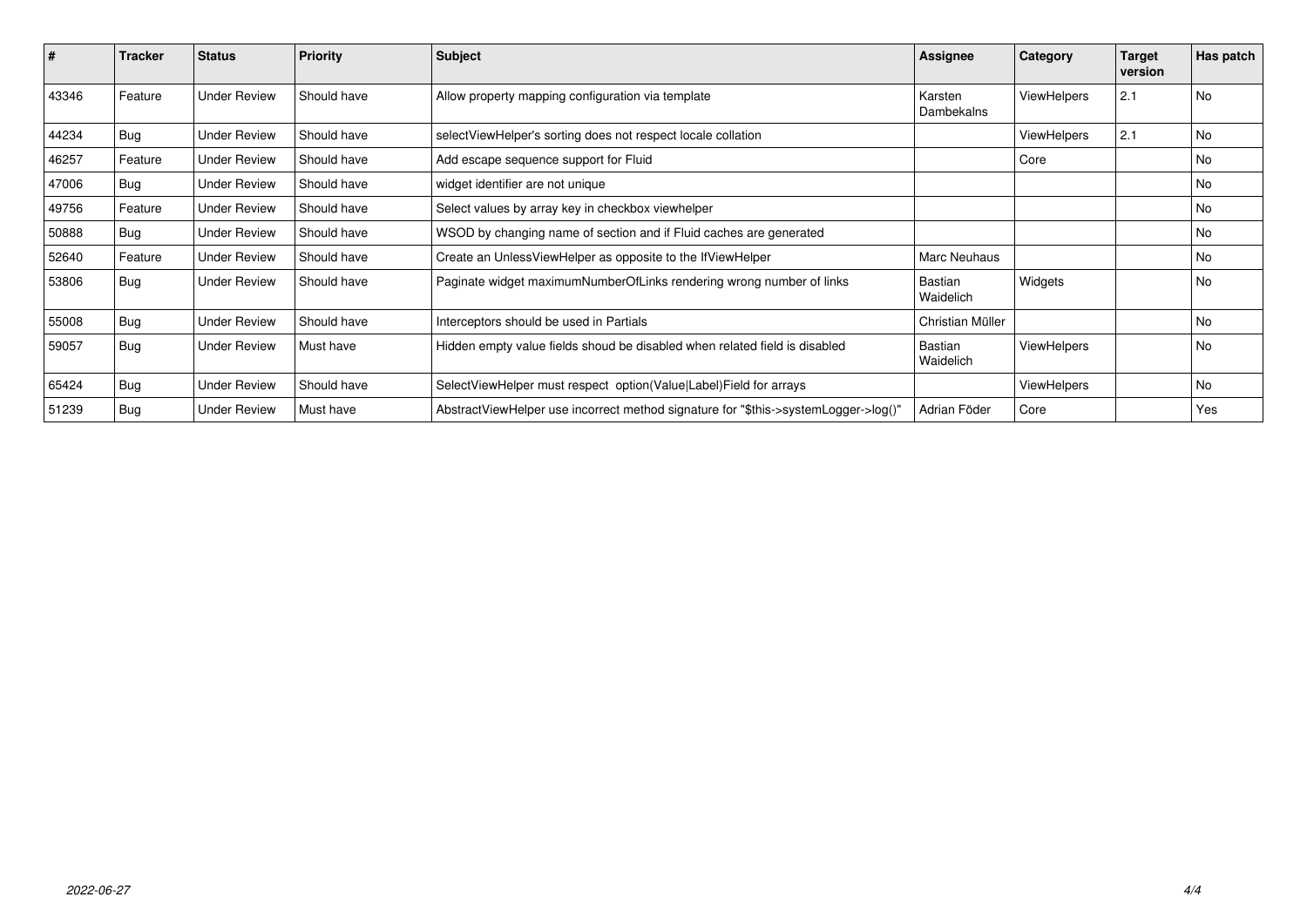| # | Tracker | Status | Priority | Subject | Assignee | Category | Target version | Has patch |
|---|---|---|---|---|---|---|---|---|
| 43346 | Feature | Under Review | Should have | Allow property mapping configuration via template | Karsten Dambekalns | ViewHelpers | 2.1 | No |
| 44234 | Bug | Under Review | Should have | selectViewHelper's sorting does not respect locale collation | | ViewHelpers | 2.1 | No |
| 46257 | Feature | Under Review | Should have | Add escape sequence support for Fluid | | Core | | No |
| 47006 | Bug | Under Review | Should have | widget identifier are not unique | | | | No |
| 49756 | Feature | Under Review | Should have | Select values by array key in checkbox viewhelper | | | | No |
| 50888 | Bug | Under Review | Should have | WSOD by changing name of section and if Fluid caches are generated | | | | No |
| 52640 | Feature | Under Review | Should have | Create an UnlessViewHelper as opposite to the IfViewHelper | Marc Neuhaus | | | No |
| 53806 | Bug | Under Review | Should have | Paginate widget maximumNumberOfLinks rendering wrong number of links | Bastian Waidelich | Widgets | | No |
| 55008 | Bug | Under Review | Should have | Interceptors should be used in Partials | Christian Müller | | | No |
| 59057 | Bug | Under Review | Must have | Hidden empty value fields shoud be disabled when related field is disabled | Bastian Waidelich | ViewHelpers | | No |
| 65424 | Bug | Under Review | Should have | SelectViewHelper must respect option(Value\|Label)Field for arrays | | ViewHelpers | | No |
| 51239 | Bug | Under Review | Must have | AbstractViewHelper use incorrect method signature for "$this->systemLogger->log()" | Adrian Föder | Core | | Yes |

*2022-06-27*